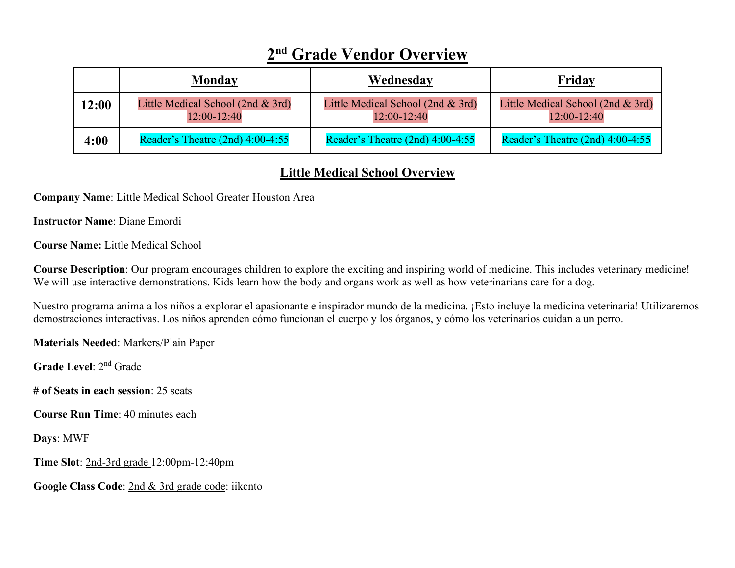# 2nd Grade Vendor Overview

| | Monday | Wednesday | Friday |
|---|---|---|---|
| **12:00** | Little Medical School (2nd & 3rd) 12:00-12:40 | Little Medical School (2nd & 3rd) 12:00-12:40 | Little Medical School (2nd & 3rd) 12:00-12:40 |
| **4:00** | Reader's Theatre (2nd) 4:00-4:55 | Reader's Theatre (2nd) 4:00-4:55 | Reader's Theatre (2nd) 4:00-4:55 |

## Little Medical School Overview

**Company Name**: Little Medical School Greater Houston Area

**Instructor Name**: Diane Emordi

**Course Name:** Little Medical School

**Course Description**: Our program encourages children to explore the exciting and inspiring world of medicine. This includes veterinary medicine! We will use interactive demonstrations. Kids learn how the body and organs work as well as how veterinarians care for a dog.

Nuestro programa anima a los niños a explorar el apasionante e inspirador mundo de la medicina. ¡Esto incluye la medicina veterinaria! Utilizaremos demostraciones interactivas. Los niños aprenden cómo funcionan el cuerpo y los órganos, y cómo los veterinarios cuidan a un perro.

**Materials Needed**: Markers/Plain Paper

**Grade Level**: 2nd Grade

**# of Seats in each session**: 25 seats

**Course Run Time**: 40 minutes each

**Days**: MWF

**Time Slot**: 2nd-3rd grade 12:00pm-12:40pm

**Google Class Code**: 2nd & 3rd grade code: iikcnto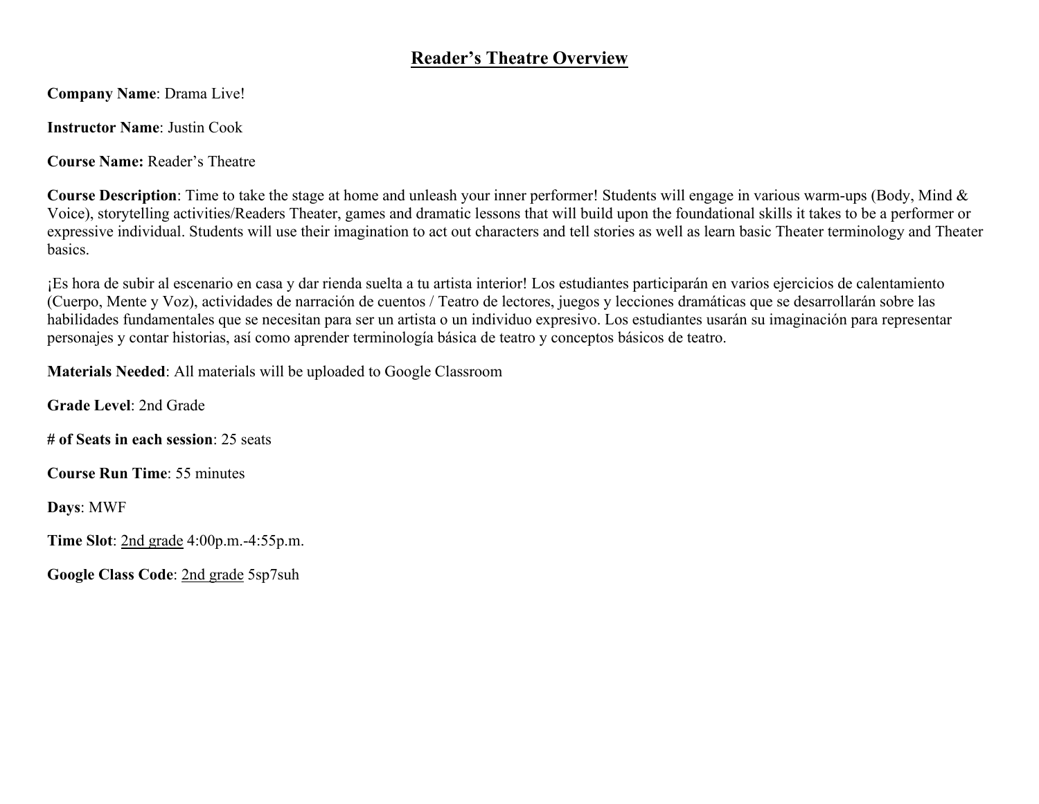# Reader's Theatre Overview

**Company Name**: Drama Live!

**Instructor Name**: Justin Cook

**Course Name:** Reader's Theatre

**Course Description**: Time to take the stage at home and unleash your inner performer! Students will engage in various warm-ups (Body, Mind & Voice), storytelling activities/Readers Theater, games and dramatic lessons that will build upon the foundational skills it takes to be a performer or expressive individual. Students will use their imagination to act out characters and tell stories as well as learn basic Theater terminology and Theater basics.

¡Es hora de subir al escenario en casa y dar rienda suelta a tu artista interior! Los estudiantes participarán en varios ejercicios de calentamiento (Cuerpo, Mente y Voz), actividades de narración de cuentos / Teatro de lectores, juegos y lecciones dramáticas que se desarrollarán sobre las habilidades fundamentales que se necesitan para ser un artista o un individuo expresivo. Los estudiantes usarán su imaginación para representar personajes y contar historias, así como aprender terminología básica de teatro y conceptos básicos de teatro.

**Materials Needed**: All materials will be uploaded to Google Classroom

**Grade Level**: 2nd Grade

**# of Seats in each session**: 25 seats

**Course Run Time**: 55 minutes

**Days**: MWF

**Time Slot**: <u>2nd grade</u> 4:00p.m.-4:55p.m.

**Google Class Code**: <u>2nd grade</u> 5sp7suh